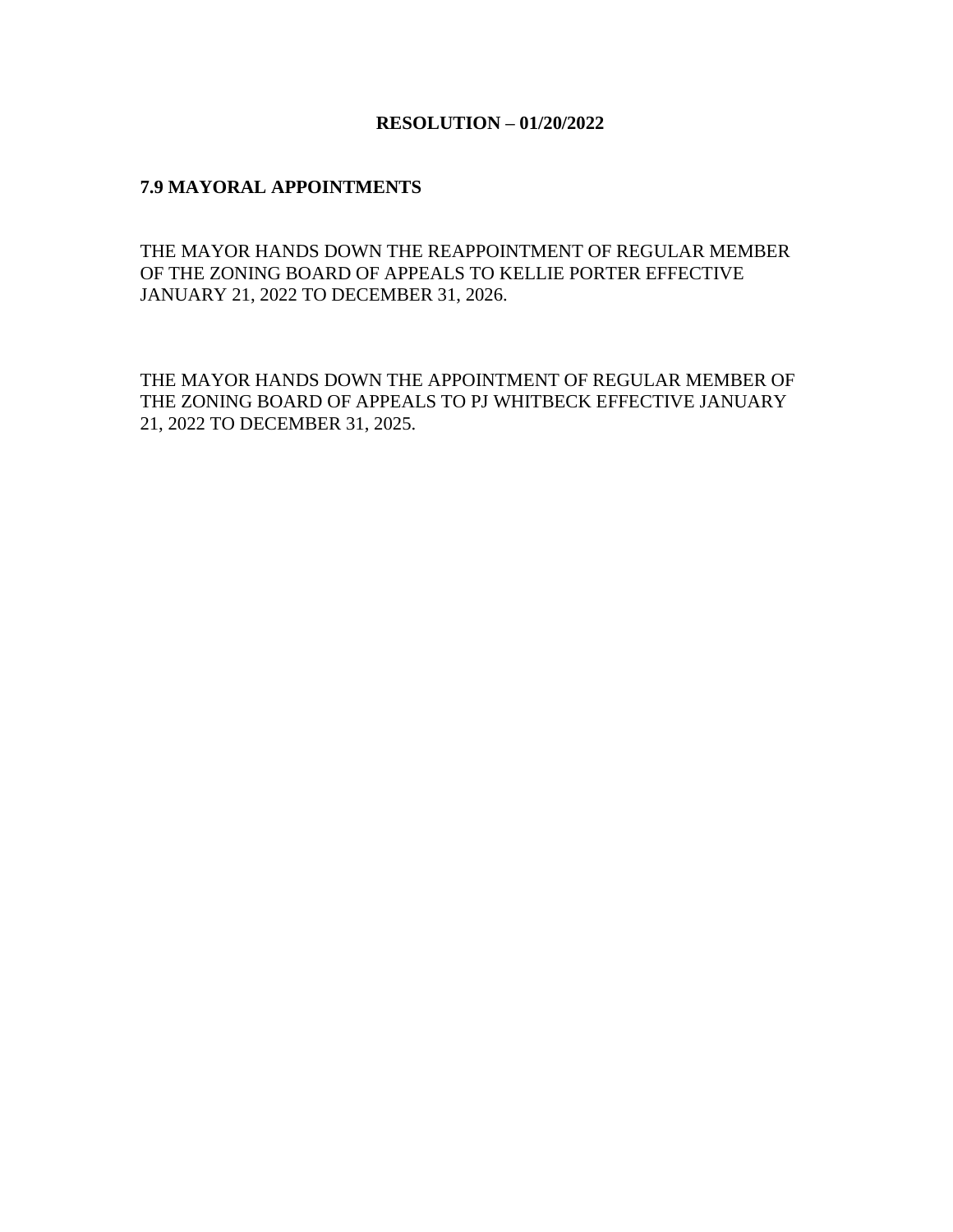**RESOLUTION – 01/20/2022**

## 7.9 MAYORAL APPOINTMENTS

THE MAYOR HANDS DOWN THE REAPPOINTMENT OF REGULAR MEMBER OF THE ZONING BOARD OF APPEALS TO KELLIE PORTER EFFECTIVE JANUARY 21, 2022 TO DECEMBER 31, 2026.

THE MAYOR HANDS DOWN THE APPOINTMENT OF REGULAR MEMBER OF THE ZONING BOARD OF APPEALS TO PJ WHITBECK EFFECTIVE JANUARY 21, 2022 TO DECEMBER 31, 2025.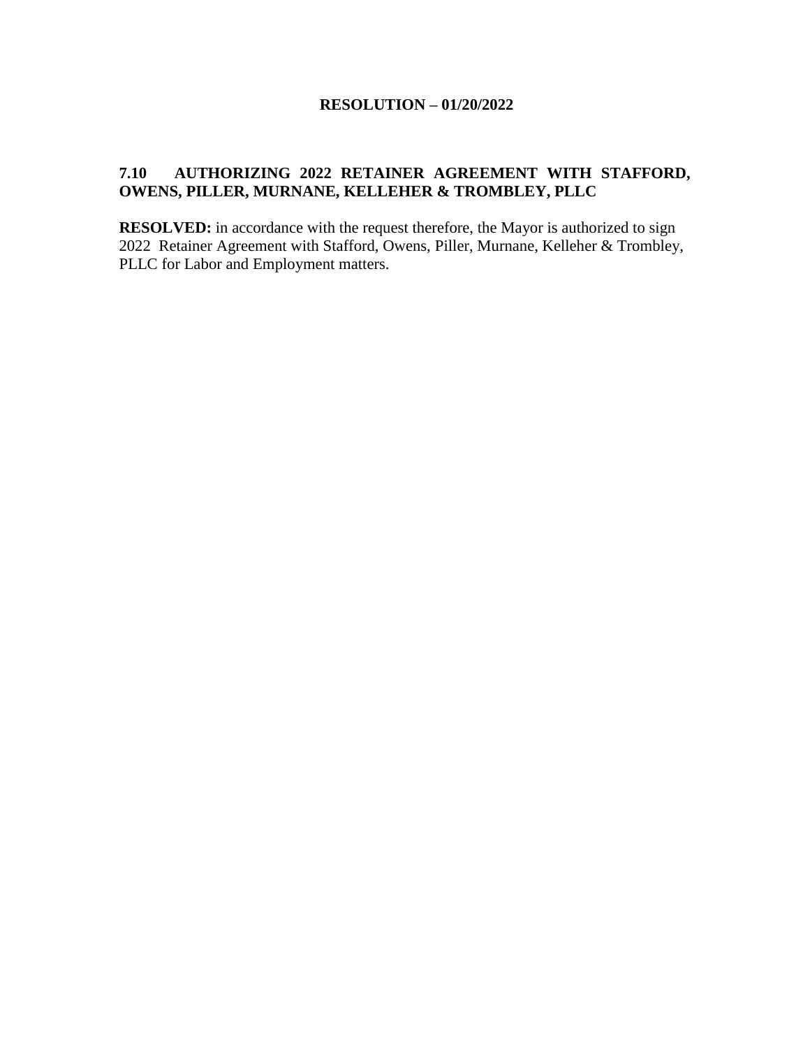**RESOLUTION – 01/20/2022**

**7.10 AUTHORIZING 2022 RETAINER AGREEMENT WITH STAFFORD, OWENS, PILLER, MURNANE, KELLEHER & TROMBLEY, PLLC**

**RESOLVED:** in accordance with the request therefore, the Mayor is authorized to sign 2022 Retainer Agreement with Stafford, Owens, Piller, Murnane, Kelleher & Trombley, PLLC for Labor and Employment matters.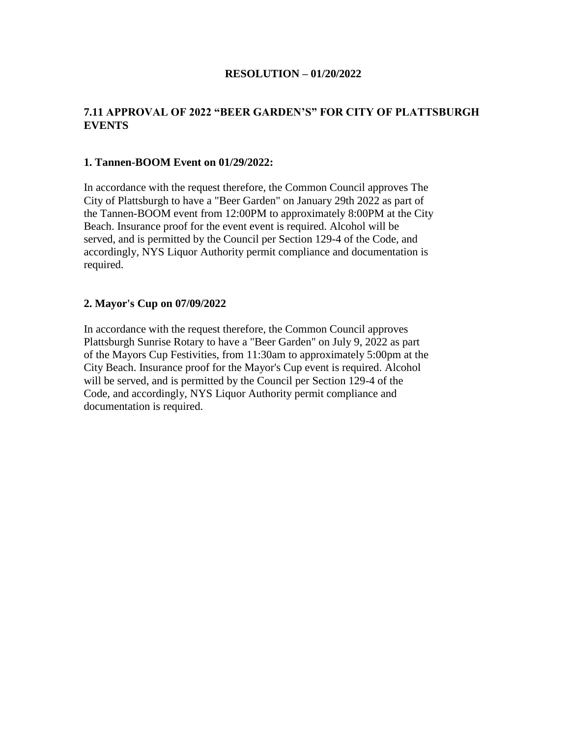**RESOLUTION – 01/20/2022**

## 7.11 APPROVAL OF 2022 "BEER GARDEN'S" FOR CITY OF PLATTSBURGH EVENTS

### 1. Tannen-BOOM Event on 01/29/2022:

In accordance with the request therefore, the Common Council approves The City of Plattsburgh to have a "Beer Garden" on January 29th 2022 as part of the Tannen-BOOM event from 12:00PM to approximately 8:00PM at the City Beach. Insurance proof for the event event is required. Alcohol will be served, and is permitted by the Council per Section 129-4 of the Code, and accordingly, NYS Liquor Authority permit compliance and documentation is required.

### 2. Mayor's Cup on 07/09/2022

In accordance with the request therefore, the Common Council approves Plattsburgh Sunrise Rotary to have a "Beer Garden" on July 9, 2022 as part of the Mayors Cup Festivities, from 11:30am to approximately 5:00pm at the City Beach. Insurance proof for the Mayor's Cup event is required. Alcohol will be served, and is permitted by the Council per Section 129-4 of the Code, and accordingly, NYS Liquor Authority permit compliance and documentation is required.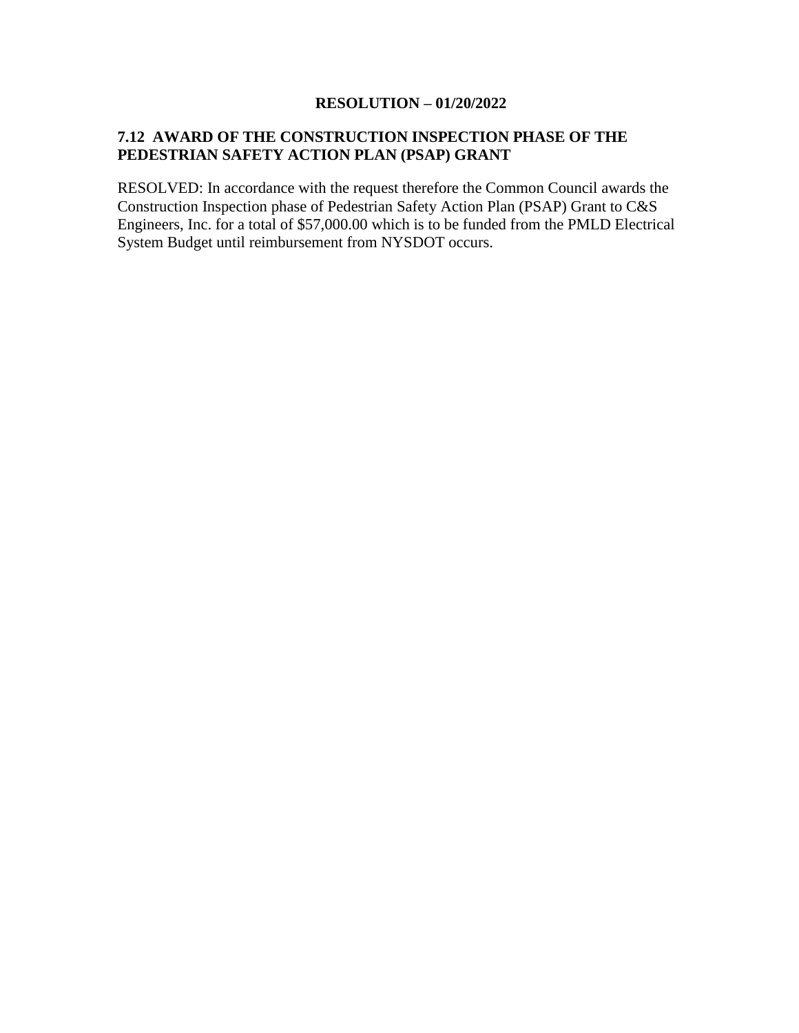**RESOLUTION – 01/20/2022**

## 7.12 AWARD OF THE CONSTRUCTION INSPECTION PHASE OF THE PEDESTRIAN SAFETY ACTION PLAN (PSAP) GRANT

RESOLVED: In accordance with the request therefore the Common Council awards the Construction Inspection phase of Pedestrian Safety Action Plan (PSAP) Grant to C&S Engineers, Inc. for a total of $57,000.00 which is to be funded from the PMLD Electrical System Budget until reimbursement from NYSDOT occurs.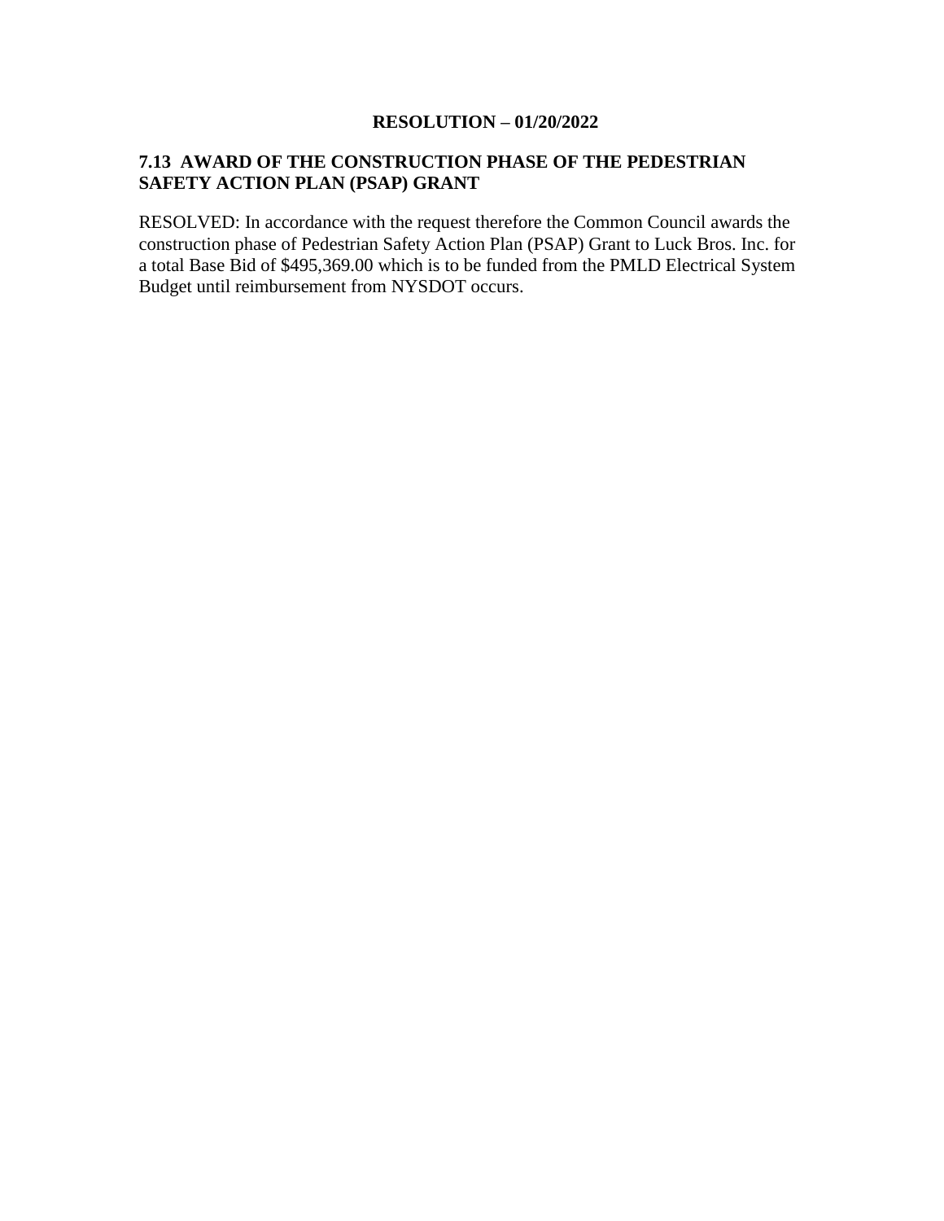**RESOLUTION – 01/20/2022**

## 7.13 AWARD OF THE CONSTRUCTION PHASE OF THE PEDESTRIAN SAFETY ACTION PLAN (PSAP) GRANT

RESOLVED: In accordance with the request therefore the Common Council awards the construction phase of Pedestrian Safety Action Plan (PSAP) Grant to Luck Bros. Inc. for a total Base Bid of $495,369.00 which is to be funded from the PMLD Electrical System Budget until reimbursement from NYSDOT occurs.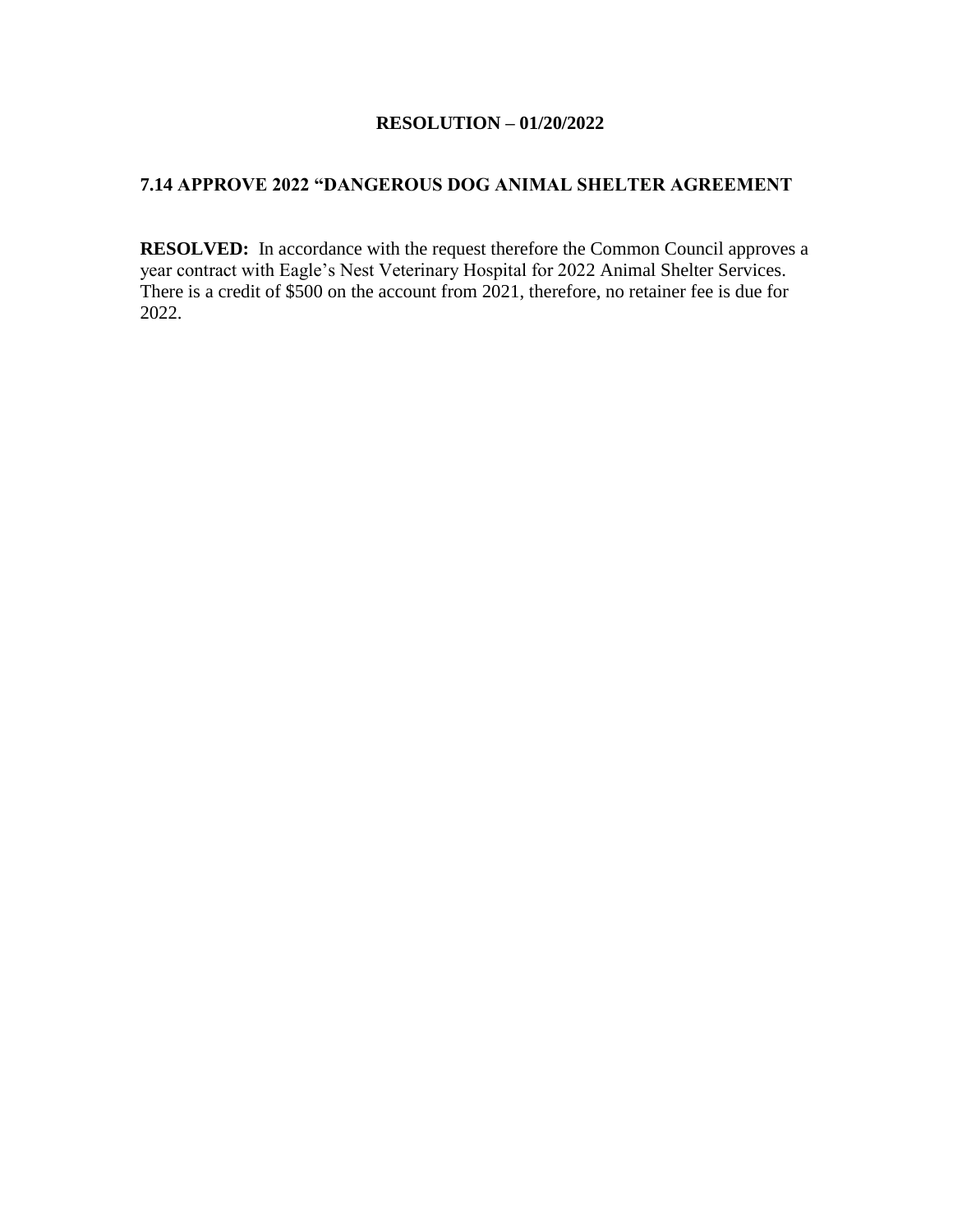**RESOLUTION – 01/20/2022**

**7.14 APPROVE 2022 "DANGEROUS DOG ANIMAL SHELTER AGREEMENT**

**RESOLVED:** In accordance with the request therefore the Common Council approves a year contract with Eagle's Nest Veterinary Hospital for 2022 Animal Shelter Services. There is a credit of $500 on the account from 2021, therefore, no retainer fee is due for 2022.